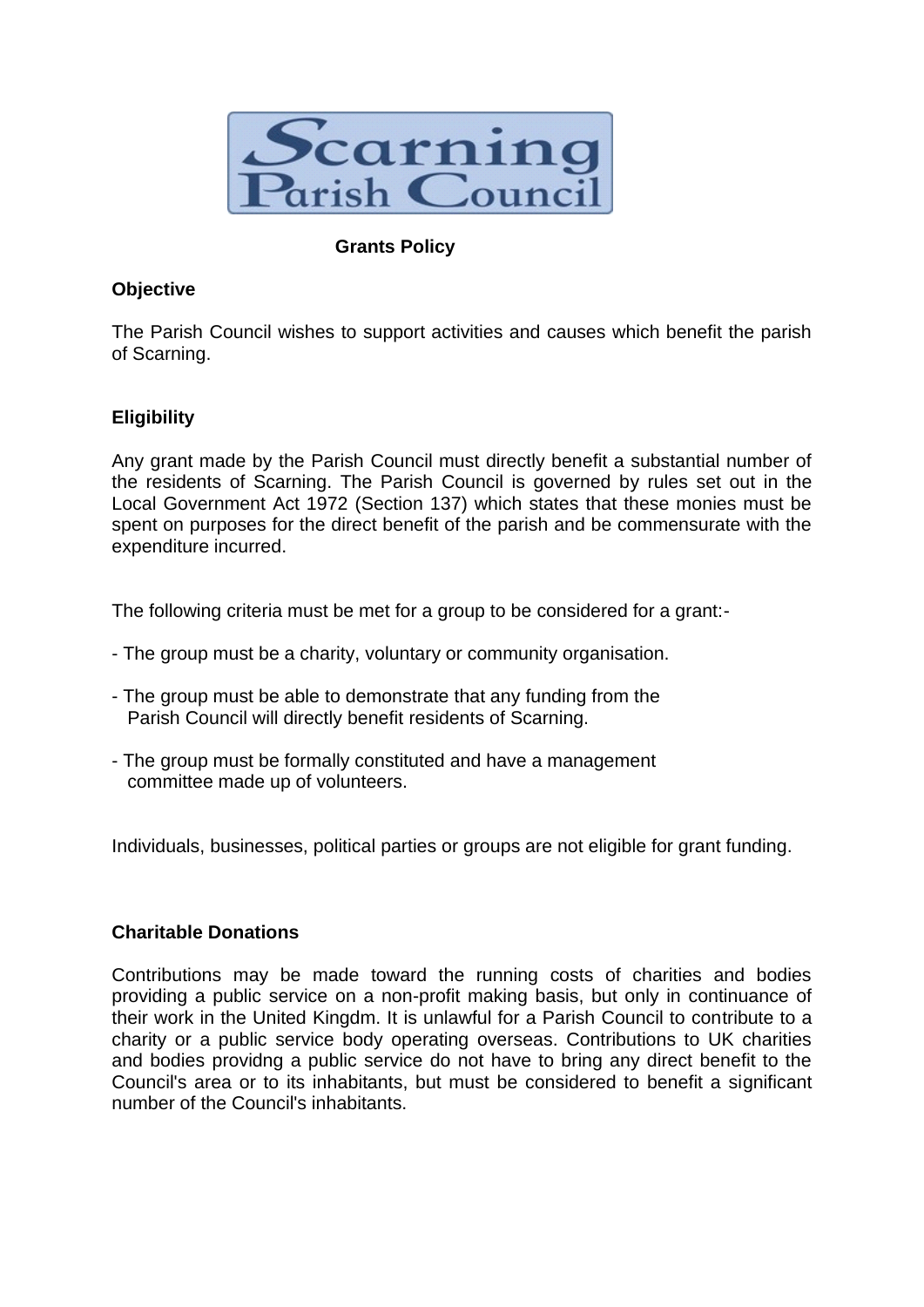Scarning Parish Council

# Grants Policy

## Objective

The Parish Council wishes to support activities and causes which benefit the parish of Scarning.

## Eligibility

Any grant made by the Parish Council must directly benefit a substantial number of the residents of Scarning. The Parish Council is governed by rules set out in the Local Government Act 1972 (Section 137) which states that these monies must be spent on purposes for the direct benefit of the parish and be commensurate with the expenditure incurred.

The following criteria must be met for a group to be considered for a grant:-

- The group must be a charity, voluntary or community organisation.
- The group must be able to demonstrate that any funding from the Parish Council will directly benefit residents of Scarning.
- The group must be formally constituted and have a management committee made up of volunteers.

Individuals, businesses, political parties or groups are not eligible for grant funding.

## Charitable Donations

Contributions may be made toward the running costs of charities and bodies providing a public service on a non-profit making basis, but only in continuance of their work in the United Kingdm. It is unlawful for a Parish Council to contribute to a charity or a public service body operating overseas. Contributions to UK charities and bodies providng a public service do not have to bring any direct benefit to the Council's area or to its inhabitants, but must be considered to benefit a significant number of the Council's inhabitants.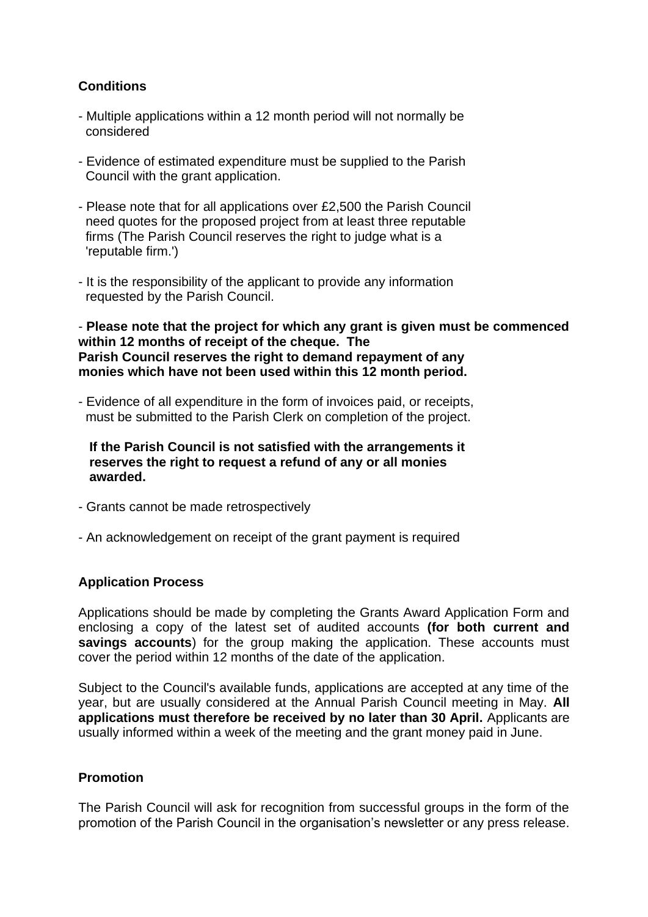**Conditions**

- Multiple applications within a 12 month period will not normally be considered
- Evidence of estimated expenditure must be supplied to the Parish Council with the grant application.
- Please note that for all applications over £2,500 the Parish Council need quotes for the proposed project from at least three reputable firms (The Parish Council reserves the right to judge what is a 'reputable firm.')
- It is the responsibility of the applicant to provide any information requested by the Parish Council.
- **Please note that the project for which any grant is given must be commenced within 12 months of receipt of the cheque. The Parish Council reserves the right to demand repayment of any monies which have not been used within this 12 month period.**
- Evidence of all expenditure in the form of invoices paid, or receipts, must be submitted to the Parish Clerk on completion of the project.

  **If the Parish Council is not satisfied with the arrangements it reserves the right to request a refund of any or all monies awarded.**

- Grants cannot be made retrospectively
- An acknowledgement on receipt of the grant payment is required

**Application Process**

Applications should be made by completing the Grants Award Application Form and enclosing a copy of the latest set of audited accounts **(for both current and savings accounts**) for the group making the application. These accounts must cover the period within 12 months of the date of the application.

Subject to the Council's available funds, applications are accepted at any time of the year, but are usually considered at the Annual Parish Council meeting in May. **All applications must therefore be received by no later than 30 April.** Applicants are usually informed within a week of the meeting and the grant money paid in June.

**Promotion**

The Parish Council will ask for recognition from successful groups in the form of the promotion of the Parish Council in the organisation's newsletter or any press release.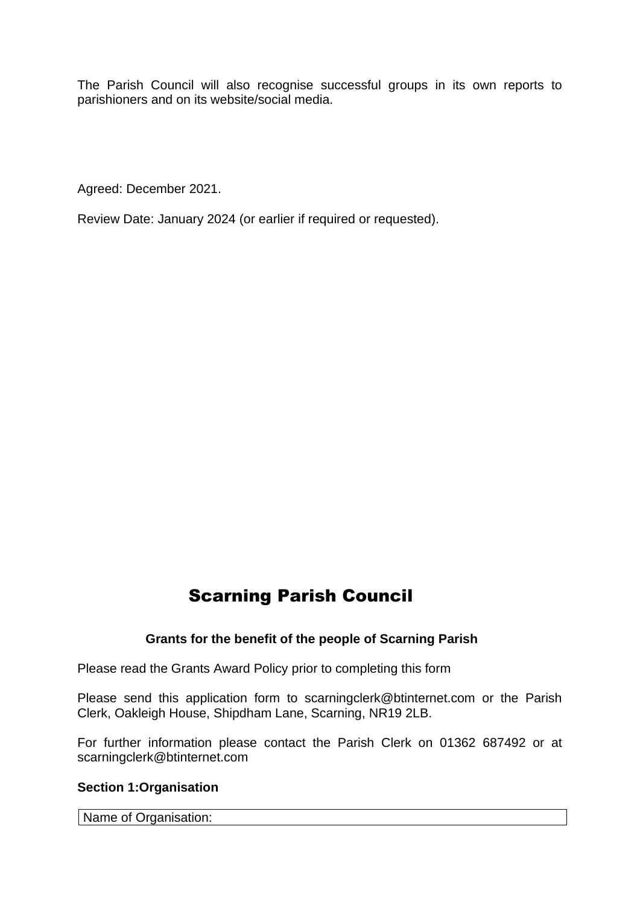The Parish Council will also recognise successful groups in its own reports to parishioners and on its website/social media.

Agreed: December 2021.

Review Date: January 2024 (or earlier if required or requested).

# Scarning Parish Council

**Grants for the benefit of the people of Scarning Parish**

Please read the Grants Award Policy prior to completing this form

Please send this application form to scarningclerk@btinternet.com or the Parish Clerk, Oakleigh House, Shipdham Lane, Scarning, NR19 2LB.

For further information please contact the Parish Clerk on 01362 687492 or at scarningclerk@btinternet.com

**Section 1:Organisation**

| Name of Organisation: |
|---|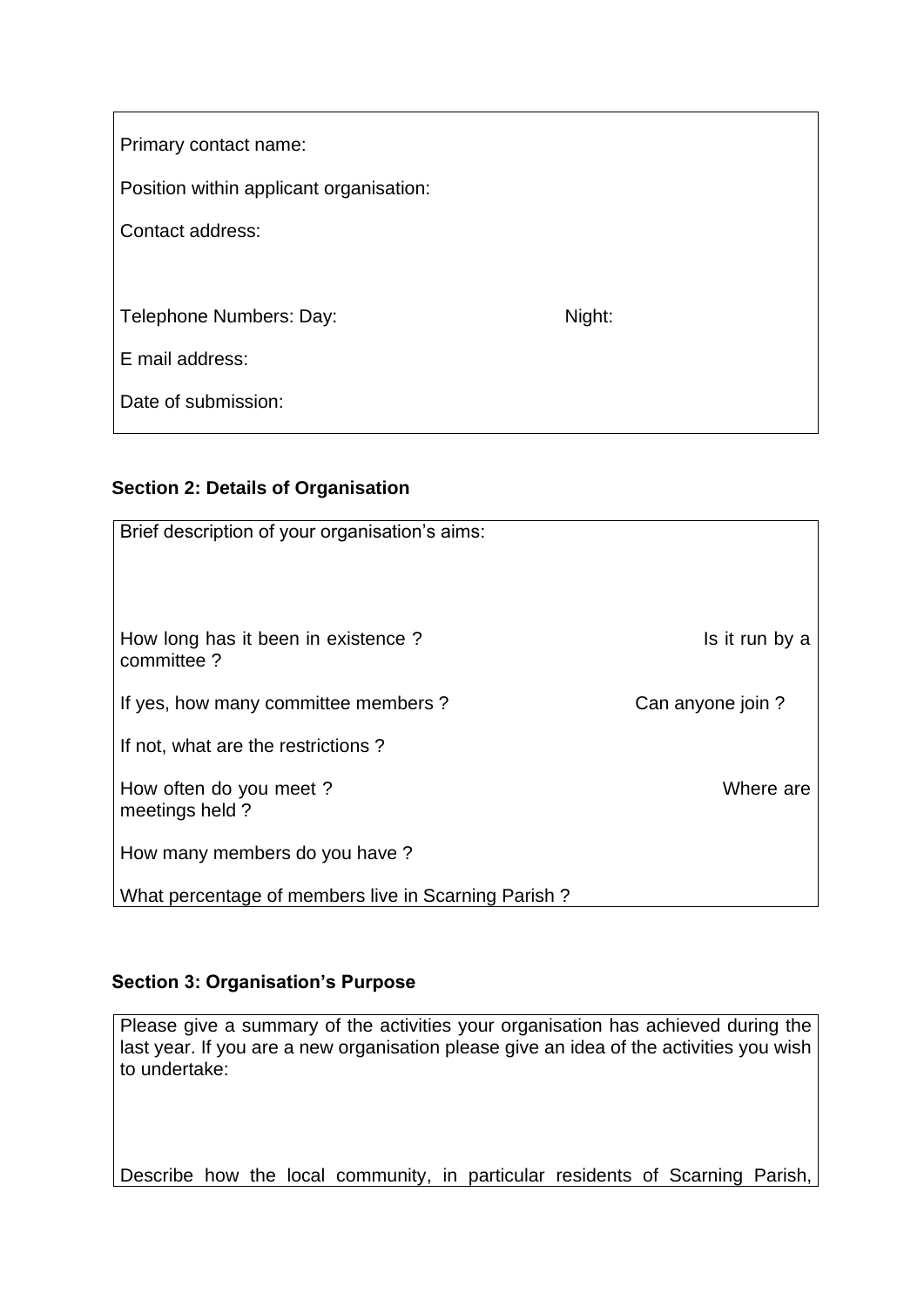Primary contact name:

Position within applicant organisation:

Contact address:

Telephone Numbers: Day: Night:

E mail address:

Date of submission:

**Section 2: Details of Organisation**

Brief description of your organisation's aims:

How long has it been in existence ? Is it run by a committee ?

If yes, how many committee members ? Can anyone join ?

If not, what are the restrictions ?

How often do you meet ? Where are meetings held ?

How many members do you have ?

What percentage of members live in Scarning Parish ?

**Section 3: Organisation's Purpose**

Please give a summary of the activities your organisation has achieved during the last year. If you are a new organisation please give an idea of the activities you wish to undertake:

Describe how the local community, in particular residents of Scarning Parish,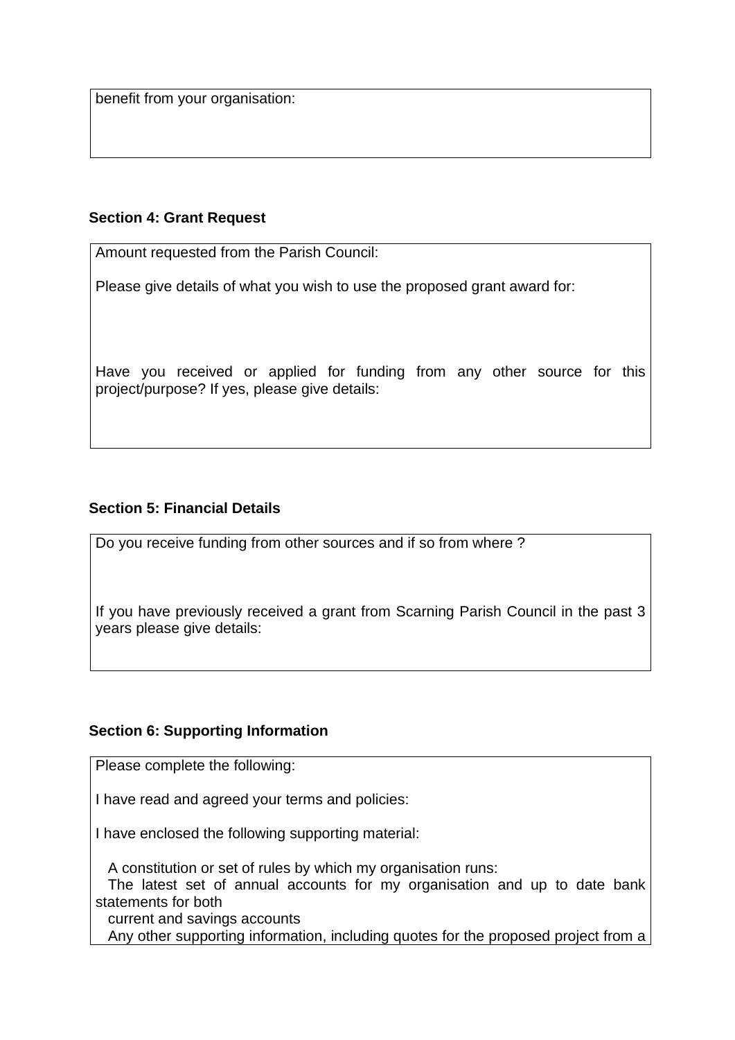benefit from your organisation:

**Section 4: Grant Request**

Amount requested from the Parish Council:

Please give details of what you wish to use the proposed grant award for:

Have you received or applied for funding from any other source for this project/purpose? If yes, please give details:

**Section 5: Financial Details**

Do you receive funding from other sources and if so from where ?

If you have previously received a grant from Scarning Parish Council in the past 3 years please give details:

**Section 6: Supporting Information**

Please complete the following:

I have read and agreed your terms and policies:

I have enclosed the following supporting material:

A constitution or set of rules by which my organisation runs:
The latest set of annual accounts for my organisation and up to date bank statements for both
current and savings accounts
Any other supporting information, including quotes for the proposed project from a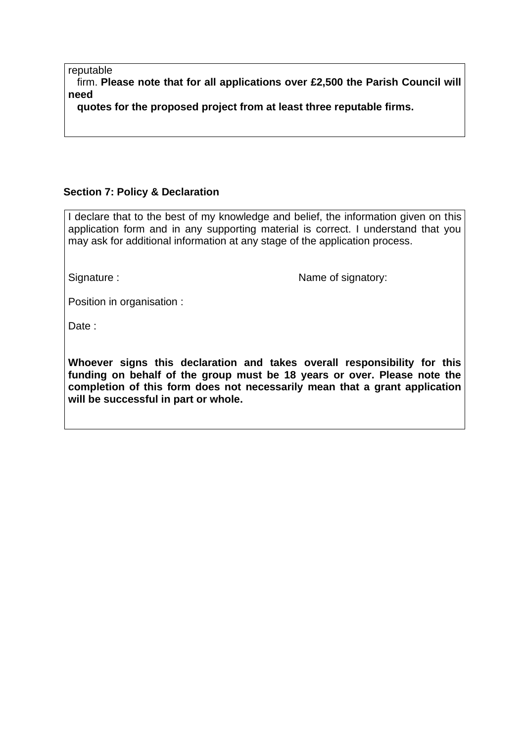reputable firm. **Please note that for all applications over £2,500 the Parish Council will need quotes for the proposed project from at least three reputable firms.**

### Section 7: Policy & Declaration

I declare that to the best of my knowledge and belief, the information given on this application form and in any supporting material is correct. I understand that you may ask for additional information at any stage of the application process.

Signature :                                        Name of signatory:

Position in organisation :

Date :

**Whoever signs this declaration and takes overall responsibility for this funding on behalf of the group must be 18 years or over. Please note the completion of this form does not necessarily mean that a grant application will be successful in part or whole.**